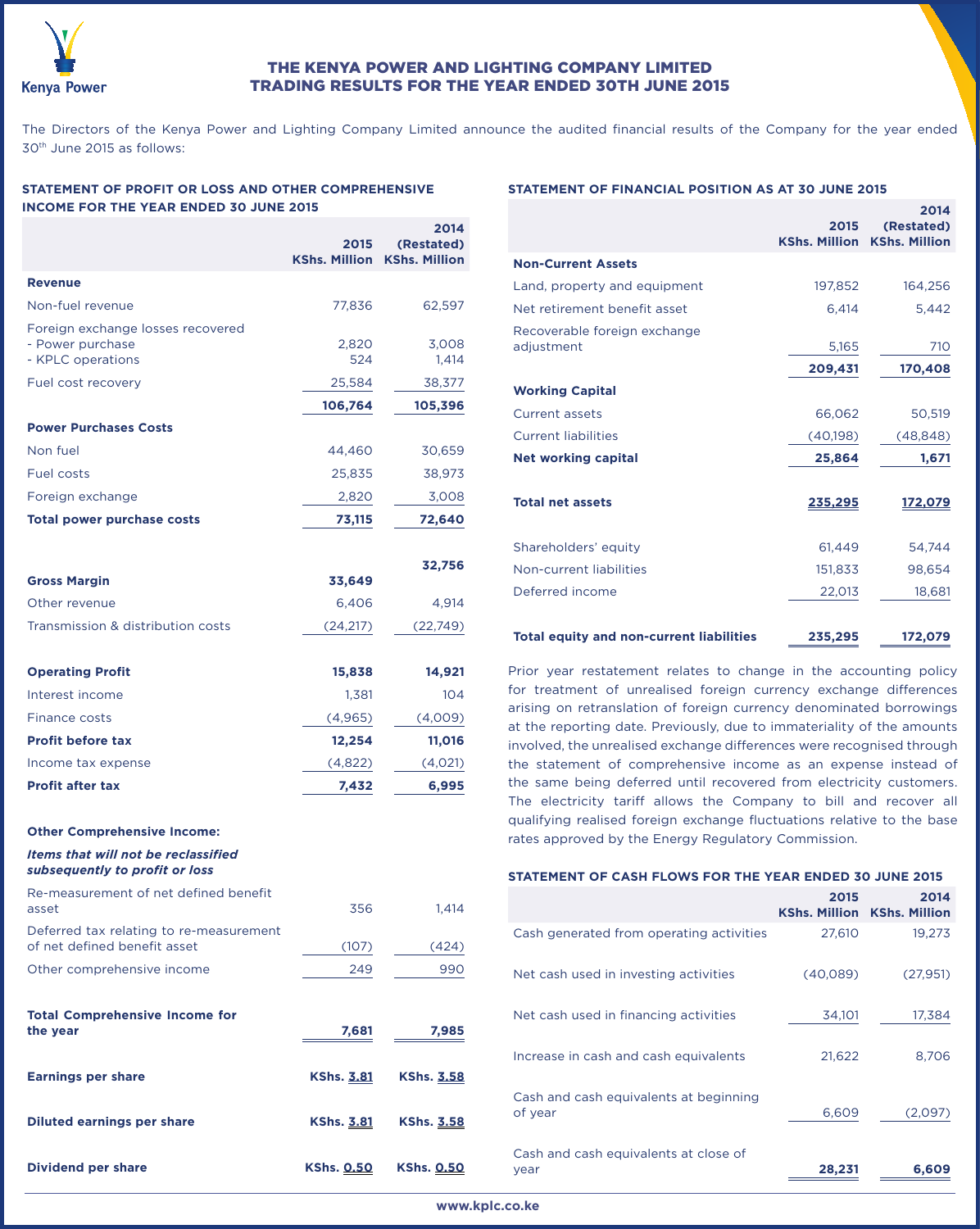# THE KENYA POWER AND LIGHTING COMPANY LIMITED
# TRADING RESULTS FOR THE YEAR ENDED 30TH JUNE 2015

The Directors of the Kenya Power and Lighting Company Limited announce the audited financial results of the Company for the year ended 30th June 2015 as follows:

## STATEMENT OF PROFIT OR LOSS AND OTHER COMPREHENSIVE INCOME FOR THE YEAR ENDED 30 JUNE 2015

| | 2015 KShs. Million | 2014 (Restated) KShs. Million |
|---|---|---|
| **Revenue** | | |
| Non-fuel revenue | 77,836 | 62,597 |
| Foreign exchange losses recovered | | |
| - Power purchase | 2,820 | 3,008 |
| - KPLC operations | 524 | 1,414 |
| Fuel cost recovery | 25,584 | 38,377 |
| | **106,764** | **105,396** |
| **Power Purchases Costs** | | |
| Non fuel | 44,460 | 30,659 |
| Fuel costs | 25,835 | 38,973 |
| Foreign exchange | 2,820 | 3,008 |
| **Total power purchase costs** | **73,115** | **72,640** |
| **Gross Margin** | **33,649** | **32,756** |
| Other revenue | 6,406 | 4,914 |
| Transmission & distribution costs | (24,217) | (22,749) |
| **Operating Profit** | **15,838** | **14,921** |
| Interest income | 1,381 | 104 |
| Finance costs | (4,965) | (4,009) |
| **Profit before tax** | **12,254** | **11,016** |
| Income tax expense | (4,822) | (4,021) |
| **Profit after tax** | **7,432** | **6,995** |
| **Other Comprehensive Income:** | | |
| ***Items that will not be reclassified subsequently to profit or loss*** | | |
| Re-measurement of net defined benefit asset | 356 | 1,414 |
| Deferred tax relating to re-measurement of net defined benefit asset | (107) | (424) |
| Other comprehensive income | 249 | 990 |
| **Total Comprehensive Income for the year** | **7,681** | **7,985** |
| **Earnings per share** | **KShs. 3.81** | **KShs. 3.58** |
| **Diluted earnings per share** | **KShs. 3.81** | **KShs. 3.58** |
| **Dividend per share** | **KShs. 0.50** | **KShs. 0.50** |

## STATEMENT OF FINANCIAL POSITION AS AT 30 JUNE 2015

| | 2015 KShs. Million | 2014 (Restated) KShs. Million |
|---|---|---|
| **Non-Current Assets** | | |
| Land, property and equipment | 197,852 | 164,256 |
| Net retirement benefit asset | 6,414 | 5,442 |
| Recoverable foreign exchange adjustment | 5,165 | 710 |
| | **209,431** | **170,408** |
| **Working Capital** | | |
| Current assets | 66,062 | 50,519 |
| Current liabilities | (40,198) | (48,848) |
| **Net working capital** | **25,864** | **1,671** |
| **Total net assets** | **235,295** | **172,079** |
| Shareholders' equity | 61,449 | 54,744 |
| Non-current liabilities | 151,833 | 98,654 |
| Deferred income | 22,013 | 18,681 |
| **Total equity and non-current liabilities** | **235,295** | **172,079** |

Prior year restatement relates to change in the accounting policy for treatment of unrealised foreign currency exchange differences arising on retranslation of foreign currency denominated borrowings at the reporting date. Previously, due to immateriality of the amounts involved, the unrealised exchange differences were recognised through the statement of comprehensive income as an expense instead of the same being deferred until recovered from electricity customers. The electricity tariff allows the Company to bill and recover all qualifying realised foreign exchange fluctuations relative to the base rates approved by the Energy Regulatory Commission.

## STATEMENT OF CASH FLOWS FOR THE YEAR ENDED 30 JUNE 2015

| | 2015 KShs. Million | 2014 KShs. Million |
|---|---|---|
| Cash generated from operating activities | 27,610 | 19,273 |
| Net cash used in investing activities | (40,089) | (27,951) |
| Net cash used in financing activities | 34,101 | 17,384 |
| Increase in cash and cash equivalents | 21,622 | 8,706 |
| Cash and cash equivalents at beginning of year | 6,609 | (2,097) |
| Cash and cash equivalents at close of year | **28,231** | **6,609** |

www.kplc.co.ke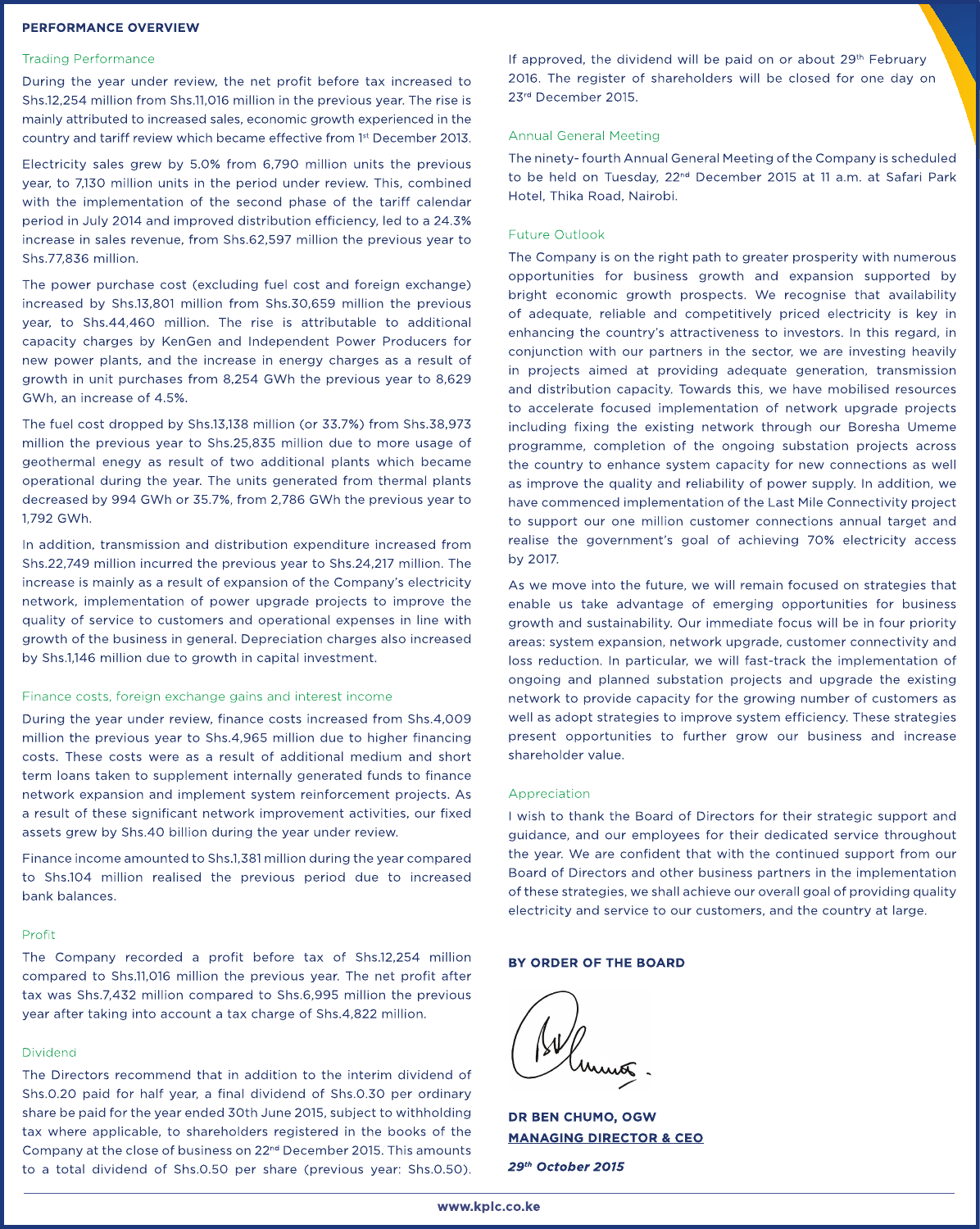## PERFORMANCE OVERVIEW

### Trading Performance

During the year under review, the net profit before tax increased to Shs.12,254 million from Shs.11,016 million in the previous year. The rise is mainly attributed to increased sales, economic growth experienced in the country and tariff review which became effective from 1st December 2013.

Electricity sales grew by 5.0% from 6,790 million units the previous year, to 7,130 million units in the period under review. This, combined with the implementation of the second phase of the tariff calendar period in July 2014 and improved distribution efficiency, led to a 24.3% increase in sales revenue, from Shs.62,597 million the previous year to Shs.77,836 million.

The power purchase cost (excluding fuel cost and foreign exchange) increased by Shs.13,801 million from Shs.30,659 million the previous year, to Shs.44,460 million. The rise is attributable to additional capacity charges by KenGen and Independent Power Producers for new power plants, and the increase in energy charges as a result of growth in unit purchases from 8,254 GWh the previous year to 8,629 GWh, an increase of 4.5%.

The fuel cost dropped by Shs.13,138 million (or 33.7%) from Shs.38,973 million the previous year to Shs.25,835 million due to more usage of geothermal enegy as result of two additional plants which became operational during the year. The units generated from thermal plants decreased by 994 GWh or 35.7%, from 2,786 GWh the previous year to 1,792 GWh.

In addition, transmission and distribution expenditure increased from Shs.22,749 million incurred the previous year to Shs.24,217 million. The increase is mainly as a result of expansion of the Company's electricity network, implementation of power upgrade projects to improve the quality of service to customers and operational expenses in line with growth of the business in general. Depreciation charges also increased by Shs.1,146 million due to growth in capital investment.

### Finance costs, foreign exchange gains and interest income

During the year under review, finance costs increased from Shs.4,009 million the previous year to Shs.4,965 million due to higher financing costs. These costs were as a result of additional medium and short term loans taken to supplement internally generated funds to finance network expansion and implement system reinforcement projects. As a result of these significant network improvement activities, our fixed assets grew by Shs.40 billion during the year under review.

Finance income amounted to Shs.1,381 million during the year compared to Shs.104 million realised the previous period due to increased bank balances.

### Profit

The Company recorded a profit before tax of Shs.12,254 million compared to Shs.11,016 million the previous year. The net profit after tax was Shs.7,432 million compared to Shs.6,995 million the previous year after taking into account a tax charge of Shs.4,822 million.

### Dividend

The Directors recommend that in addition to the interim dividend of Shs.0.20 paid for half year, a final dividend of Shs.0.30 per ordinary share be paid for the year ended 30th June 2015, subject to withholding tax where applicable, to shareholders registered in the books of the Company at the close of business on 22nd December 2015. This amounts to a total dividend of Shs.0.50 per share (previous year: Shs.0.50). If approved, the dividend will be paid on or about 29th February 2016. The register of shareholders will be closed for one day on 23rd December 2015.

### Annual General Meeting

The ninety- fourth Annual General Meeting of the Company is scheduled to be held on Tuesday, 22nd December 2015 at 11 a.m. at Safari Park Hotel, Thika Road, Nairobi.

### Future Outlook

The Company is on the right path to greater prosperity with numerous opportunities for business growth and expansion supported by bright economic growth prospects. We recognise that availability of adequate, reliable and competitively priced electricity is key in enhancing the country's attractiveness to investors. In this regard, in conjunction with our partners in the sector, we are investing heavily in projects aimed at providing adequate generation, transmission and distribution capacity. Towards this, we have mobilised resources to accelerate focused implementation of network upgrade projects including fixing the existing network through our Boresha Umeme programme, completion of the ongoing substation projects across the country to enhance system capacity for new connections as well as improve the quality and reliability of power supply. In addition, we have commenced implementation of the Last Mile Connectivity project to support our one million customer connections annual target and realise the government's goal of achieving 70% electricity access by 2017.

As we move into the future, we will remain focused on strategies that enable us take advantage of emerging opportunities for business growth and sustainability. Our immediate focus will be in four priority areas: system expansion, network upgrade, customer connectivity and loss reduction. In particular, we will fast-track the implementation of ongoing and planned substation projects and upgrade the existing network to provide capacity for the growing number of customers as well as adopt strategies to improve system efficiency. These strategies present opportunities to further grow our business and increase shareholder value.

### Appreciation

I wish to thank the Board of Directors for their strategic support and guidance, and our employees for their dedicated service throughout the year. We are confident that with the continued support from our Board of Directors and other business partners in the implementation of these strategies, we shall achieve our overall goal of providing quality electricity and service to our customers, and the country at large.

**BY ORDER OF THE BOARD**

**DR BEN CHUMO, OGW**
**MANAGING DIRECTOR & CEO**

***29th October 2015***